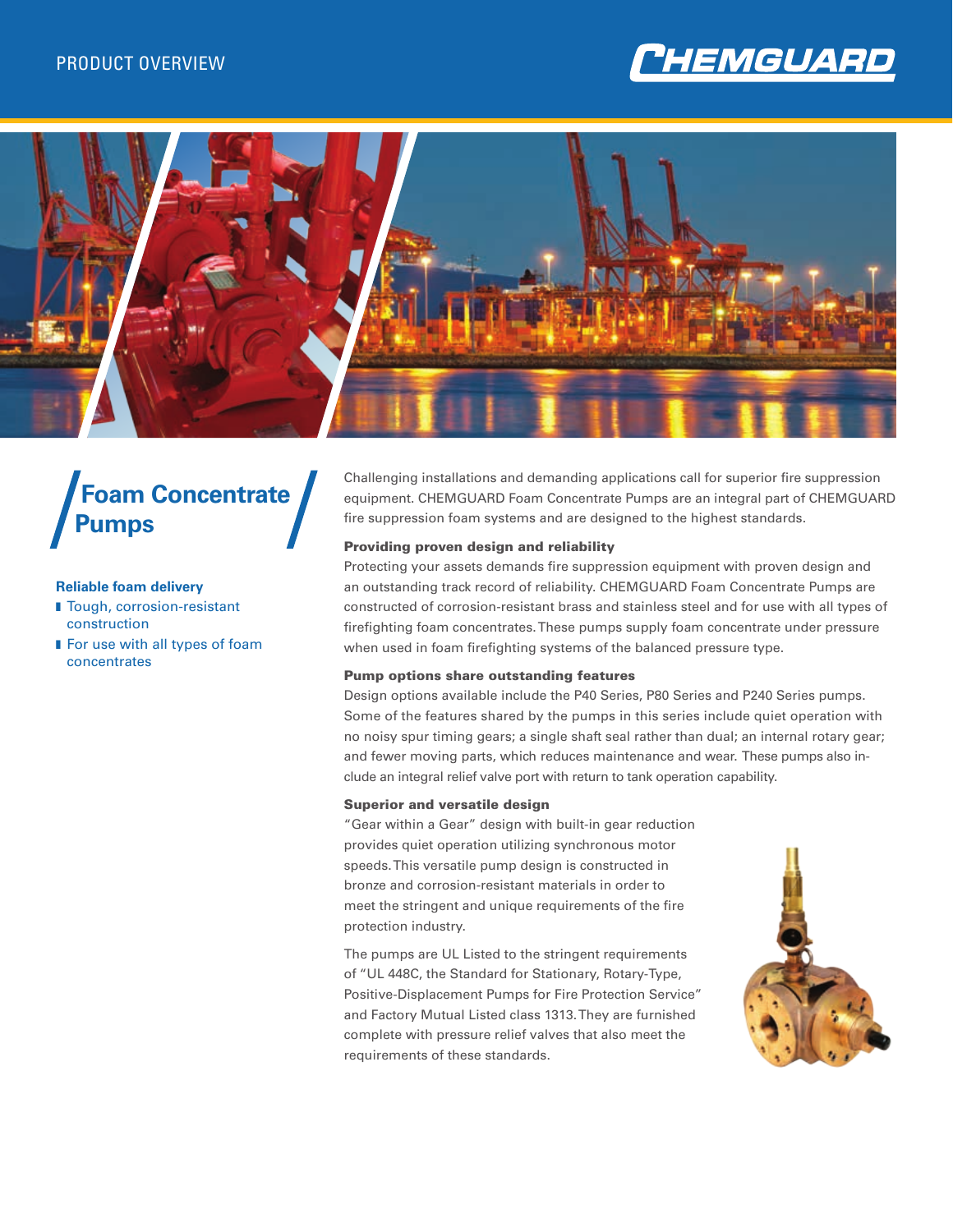PRODUCT OVERVIEW

CHEMGUARD

# Foam Concentrate Pumps

**Reliable foam delivery**

- Tough, corrosion-resistant construction
- For use with all types of foam concentrates

Challenging installations and demanding applications call for superior fire suppression equipment. CHEMGUARD Foam Concentrate Pumps are an integral part of CHEMGUARD fire suppression foam systems and are designed to the highest standards.

### Providing proven design and reliability

Protecting your assets demands fire suppression equipment with proven design and an outstanding track record of reliability. CHEMGUARD Foam Concentrate Pumps are constructed of corrosion-resistant brass and stainless steel and for use with all types of firefighting foam concentrates. These pumps supply foam concentrate under pressure when used in foam firefighting systems of the balanced pressure type.

### Pump options share outstanding features

Design options available include the P40 Series, P80 Series and P240 Series pumps. Some of the features shared by the pumps in this series include quiet operation with no noisy spur timing gears; a single shaft seal rather than dual; an internal rotary gear; and fewer moving parts, which reduces maintenance and wear. These pumps also include an integral relief valve port with return to tank operation capability.

### Superior and versatile design

"Gear within a Gear" design with built-in gear reduction provides quiet operation utilizing synchronous motor speeds. This versatile pump design is constructed in bronze and corrosion-resistant materials in order to meet the stringent and unique requirements of the fire protection industry.

The pumps are UL Listed to the stringent requirements of "UL 448C, the Standard for Stationary, Rotary-Type, Positive-Displacement Pumps for Fire Protection Service" and Factory Mutual Listed class 1313. They are furnished complete with pressure relief valves that also meet the requirements of these standards.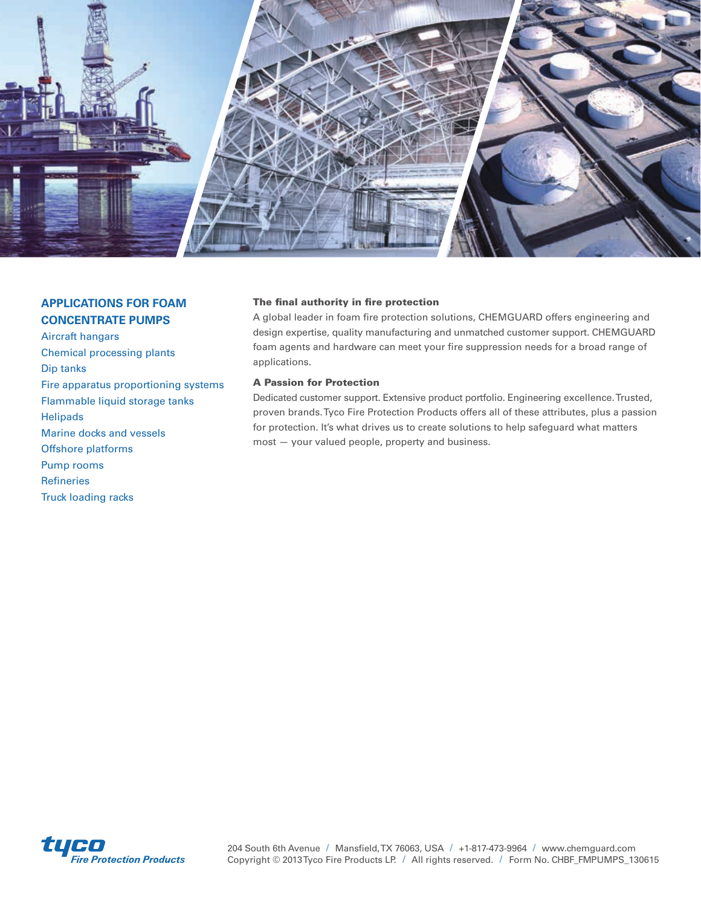## APPLICATIONS FOR FOAM CONCENTRATE PUMPS

- Aircraft hangars
- Chemical processing plants
- Dip tanks
- Fire apparatus proportioning systems
- Flammable liquid storage tanks
- Helipads
- Marine docks and vessels
- Offshore platforms
- Pump rooms
- Refineries
- Truck loading racks

**The final authority in fire protection**

A global leader in foam fire protection solutions, CHEMGUARD offers engineering and design expertise, quality manufacturing and unmatched customer support. CHEMGUARD foam agents and hardware can meet your fire suppression needs for a broad range of applications.

**A Passion for Protection**

Dedicated customer support. Extensive product portfolio. Engineering excellence. Trusted, proven brands. Tyco Fire Protection Products offers all of these attributes, plus a passion for protection. It's what drives us to create solutions to help safeguard what matters most — your valued people, property and business.

tyco
*Fire Protection Products*

204 South 6th Avenue / Mansfield, TX 76063, USA / +1-817-473-9964 / www.chemguard.com
Copyright © 2013 Tyco Fire Products LP. / All rights reserved. / Form No. CHBF_FMPUMPS_130615